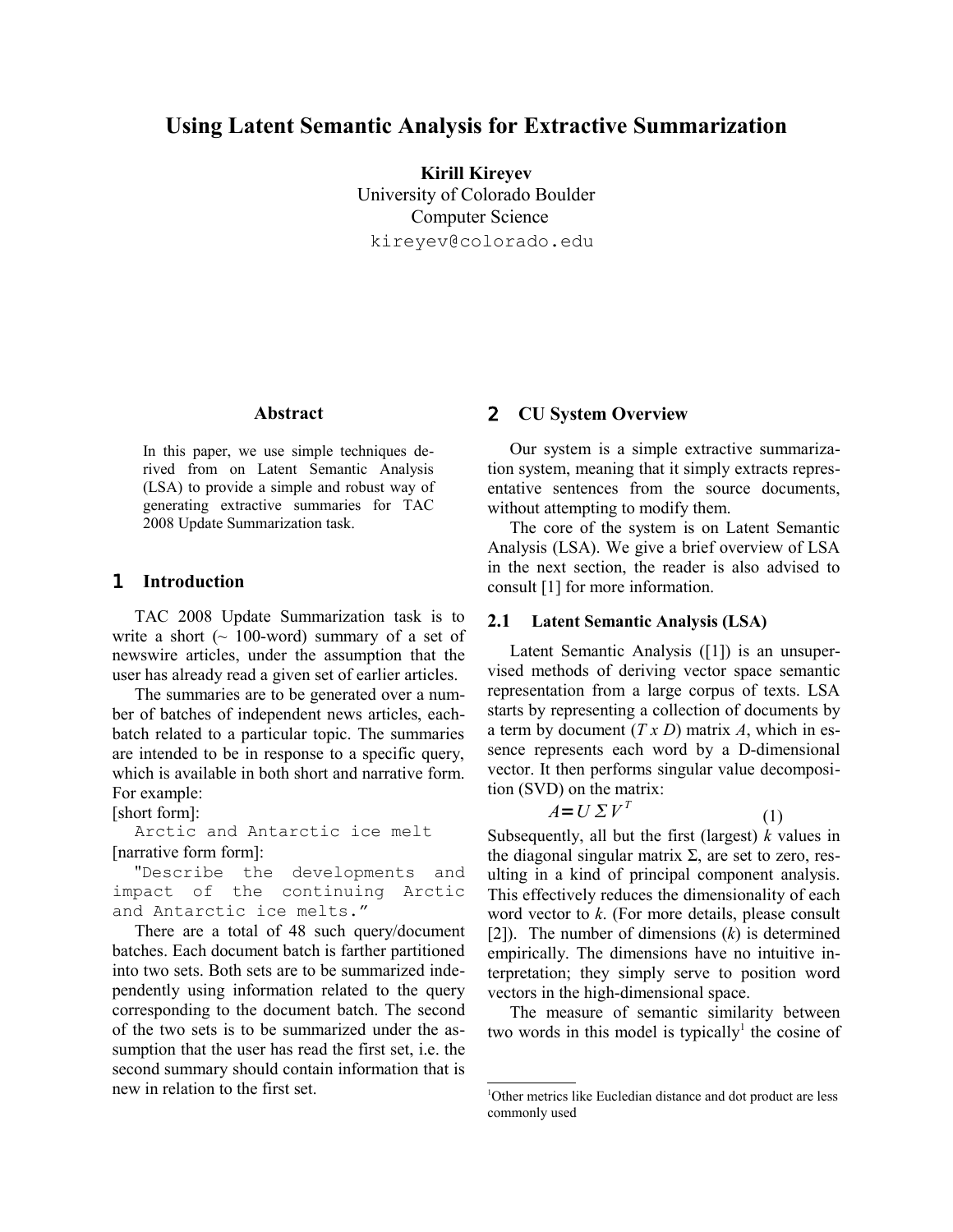# Using Latent Semantic Analysis for Extractive Summarization

**Kirill Kireyev**
University of Colorado Boulder
Computer Science
kireyev@colorado.edu

## Abstract

In this paper, we use simple techniques derived from on Latent Semantic Analysis (LSA) to provide a simple and robust way of generating extractive summaries for TAC 2008 Update Summarization task.

## 1 Introduction

TAC 2008 Update Summarization task is to write a short (~ 100-word) summary of a set of newswire articles, under the assumption that the user has already read a given set of earlier articles.

The summaries are to be generated over a number of batches of independent news articles, each-batch related to a particular topic. The summaries are intended to be in response to a specific query, which is available in both short and narrative form. For example:

[short form]:

```
Arctic and Antarctic ice melt
```

[narrative form form]:

```
"Describe the developments and impact of the continuing Arctic and Antarctic ice melts."
```

There are a total of 48 such query/document batches. Each document batch is farther partitioned into two sets. Both sets are to be summarized independently using information related to the query corresponding to the document batch. The second of the two sets is to be summarized under the assumption that the user has read the first set, i.e. the second summary should contain information that is new in relation to the first set.

## 2 CU System Overview

Our system is a simple extractive summarization system, meaning that it simply extracts representative sentences from the source documents, without attempting to modify them.

The core of the system is on Latent Semantic Analysis (LSA). We give a brief overview of LSA in the next section, the reader is also advised to consult [1] for more information.

### 2.1 Latent Semantic Analysis (LSA)

Latent Semantic Analysis ([1]) is an unsupervised methods of deriving vector space semantic representation from a large corpus of texts. LSA starts by representing a collection of documents by a term by document (*T x D*) matrix *A*, which in essence represents each word by a D-dimensional vector. It then performs singular value decomposition (SVD) on the matrix:

$$A = U \Sigma V^T \quad (1)$$

Subsequently, all but the first (largest) $k$ values in the diagonal singular matrix $\Sigma$, are set to zero, resulting in a kind of principal component analysis. This effectively reduces the dimensionality of each word vector to $k$. (For more details, please consult [2]). The number of dimensions ($k$) is determined empirically. The dimensions have no intuitive interpretation; they simply serve to position word vectors in the high-dimensional space.

The measure of semantic similarity between two words in this model is typically[1] the cosine of

[1] Other metrics like Eucledian distance and dot product are less commonly used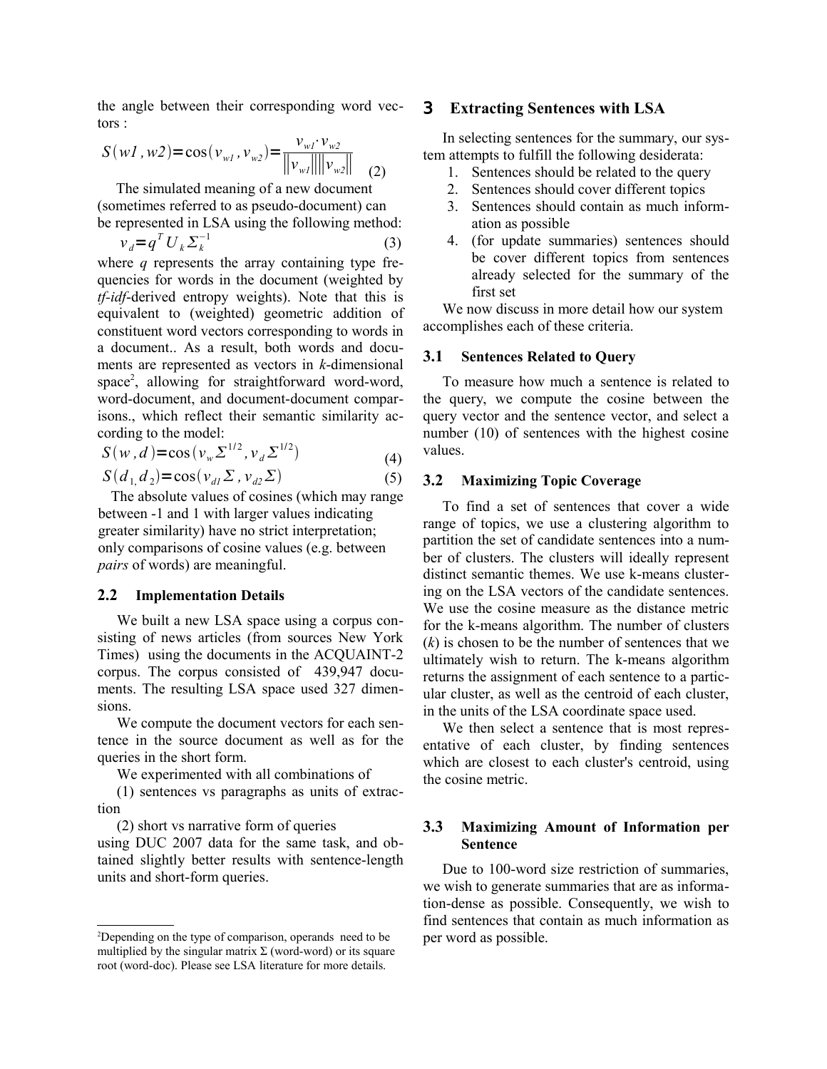the angle between their corresponding word vectors :

$$S(w1, w2) = \cos(v_{w1}, v_{w2}) = \frac{v_{w1} \cdot v_{w2}}{\|v_{w1}\| \|v_{w2}\|} \quad (2)$$

The simulated meaning of a new document (sometimes referred to as pseudo-document) can be represented in LSA using the following method:

$$v_d = q^T U_k \Sigma_k^{-1} \quad (3)$$

where *q* represents the array containing type frequencies for words in the document (weighted by *tf-idf*-derived entropy weights). Note that this is equivalent to (weighted) geometric addition of constituent word vectors corresponding to words in a document.. As a result, both words and documents are represented as vectors in *k*-dimensional space[2], allowing for straightforward word-word, word-document, and document-document comparisons., which reflect their semantic similarity according to the model:

$$S(w, d) = \cos(v_w \Sigma^{1/2}, v_d \Sigma^{1/2}) \quad (4)$$

$$S(d_1, d_2) = \cos(v_{d1} \Sigma, v_{d2} \Sigma) \quad (5)$$

The absolute values of cosines (which may range between -1 and 1 with larger values indicating greater similarity) have no strict interpretation; only comparisons of cosine values (e.g. between *pairs* of words) are meaningful.

## 2.2 Implementation Details

We built a new LSA space using a corpus consisting of news articles (from sources New York Times) using the documents in the ACQUAINT-2 corpus. The corpus consisted of 439,947 documents. The resulting LSA space used 327 dimensions.

We compute the document vectors for each sentence in the source document as well as for the queries in the short form.

We experimented with all combinations of

(1) sentences vs paragraphs as units of extraction

(2) short vs narrative form of queries

using DUC 2007 data for the same task, and obtained slightly better results with sentence-length units and short-form queries.

[2]Depending on the type of comparison, operands need to be multiplied by the singular matrix Σ (word-word) or its square root (word-doc). Please see LSA literature for more details.

# 3 Extracting Sentences with LSA

In selecting sentences for the summary, our system attempts to fulfill the following desiderata:

1. Sentences should be related to the query
2. Sentences should cover different topics
3. Sentences should contain as much information as possible
4. (for update summaries) sentences should be cover different topics from sentences already selected for the summary of the first set

We now discuss in more detail how our system accomplishes each of these criteria.

## 3.1 Sentences Related to Query

To measure how much a sentence is related to the query, we compute the cosine between the query vector and the sentence vector, and select a number (10) of sentences with the highest cosine values.

## 3.2 Maximizing Topic Coverage

To find a set of sentences that cover a wide range of topics, we use a clustering algorithm to partition the set of candidate sentences into a number of clusters. The clusters will ideally represent distinct semantic themes. We use k-means clustering on the LSA vectors of the candidate sentences. We use the cosine measure as the distance metric for the k-means algorithm. The number of clusters (*k*) is chosen to be the number of sentences that we ultimately wish to return. The k-means algorithm returns the assignment of each sentence to a particular cluster, as well as the centroid of each cluster, in the units of the LSA coordinate space used.

We then select a sentence that is most representative of each cluster, by finding sentences which are closest to each cluster's centroid, using the cosine metric.

## 3.3 Maximizing Amount of Information per Sentence

Due to 100-word size restriction of summaries, we wish to generate summaries that are as information-dense as possible. Consequently, we wish to find sentences that contain as much information as per word as possible.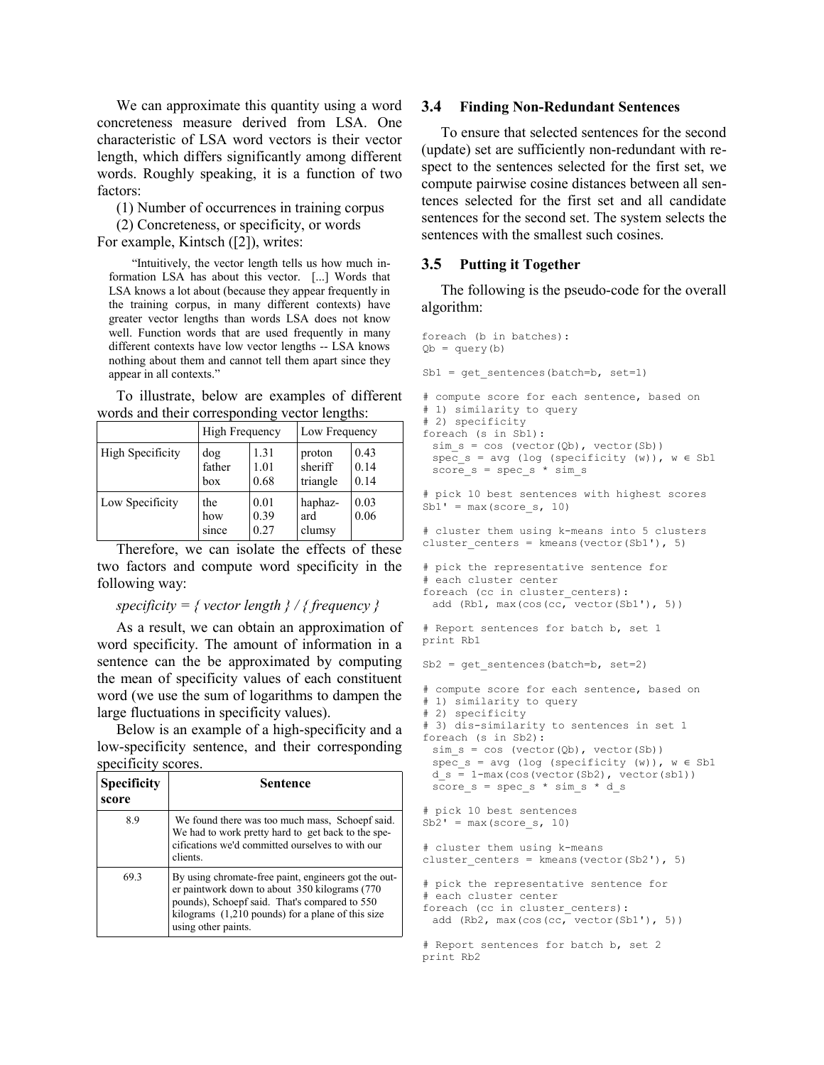We can approximate this quantity using a word concreteness measure derived from LSA. One characteristic of LSA word vectors is their vector length, which differs significantly among different words. Roughly speaking, it is a function of two factors:

(1) Number of occurrences in training corpus

(2) Concreteness, or specificity, or words

For example, Kintsch ([2]), writes:

> "Intuitively, the vector length tells us how much information LSA has about this vector. [...] Words that LSA knows a lot about (because they appear frequently in the training corpus, in many different contexts) have greater vector lengths than words LSA does not know well. Function words that are used frequently in many different contexts have low vector lengths -- LSA knows nothing about them and cannot tell them apart since they appear in all contexts."

To illustrate, below are examples of different words and their corresponding vector lengths:

| | High Frequency | | Low Frequency | |
|---|---|---|---|---|
| High Specificity | dog<br>father<br>box | 1.31<br>1.01<br>0.68 | proton<br>sheriff<br>triangle | 0.43<br>0.14<br>0.14 |
| Low Specificity | the<br>how<br>since | 0.01<br>0.39<br>0.27 | haphaz-ard<br>clumsy | 0.03<br>0.06 |

Therefore, we can isolate the effects of these two factors and compute word specificity in the following way:

*specificity = { vector length } / { frequency }*

As a result, we can obtain an approximation of word specificity. The amount of information in a sentence can the be approximated by computing the mean of specificity values of each constituent word (we use the sum of logarithms to dampen the large fluctuations in specificity values).

Below is an example of a high-specificity and a low-specificity sentence, and their corresponding specificity scores.

| Specificity score | Sentence |
|---|---|
| 8.9 | We found there was too much mass, Schoepf said. We had to work pretty hard to get back to the specifications we'd committed ourselves to with our clients. |
| 69.3 | By using chromate-free paint, engineers got the outer paintwork down to about 350 kilograms (770 pounds), Schoepf said. That's compared to 550 kilograms (1,210 pounds) for a plane of this size using other paints. |

### 3.4 Finding Non-Redundant Sentences

To ensure that selected sentences for the second (update) set are sufficiently non-redundant with respect to the sentences selected for the first set, we compute pairwise cosine distances between all sentences selected for the first set and all candidate sentences for the second set. The system selects the sentences with the smallest such cosines.

### 3.5 Putting it Together

The following is the pseudo-code for the overall algorithm:

```
foreach (b in batches):
Qb = query(b)

Sb1 = get_sentences(batch=b, set=1)

# compute score for each sentence, based on
# 1) similarity to query
# 2) specificity
foreach (s in Sb1):
  sim_s = cos (vector(Qb), vector(Sb))
  spec_s = avg (log (specificity (w)), w ∈ Sb1
  score_s = spec_s * sim_s

# pick 10 best sentences with highest scores
Sb1' = max(score_s, 10)

# cluster them using k-means into 5 clusters
cluster_centers = kmeans(vector(Sb1'), 5)

# pick the representative sentence for
# each cluster center
foreach (cc in cluster_centers):
  add (Rb1, max(cos(cc, vector(Sb1'), 5))

# Report sentences for batch b, set 1
print Rb1

Sb2 = get_sentences(batch=b, set=2)

# compute score for each sentence, based on
# 1) similarity to query
# 2) specificity
# 3) dis-similarity to sentences in set 1
foreach (s in Sb2):
  sim_s = cos (vector(Qb), vector(Sb))
  spec_s = avg (log (specificity (w)), w ∈ Sb1
  d_s = 1-max(cos(vector(Sb2), vector(sb1))
  score_s = spec_s * sim_s * d_s

# pick 10 best sentences
Sb2' = max(score_s, 10)

# cluster them using k-means
cluster_centers = kmeans(vector(Sb2'), 5)

# pick the representative sentence for
# each cluster center
foreach (cc in cluster_centers):
  add (Rb2, max(cos(cc, vector(Sb1'), 5))

# Report sentences for batch b, set 2
print Rb2
```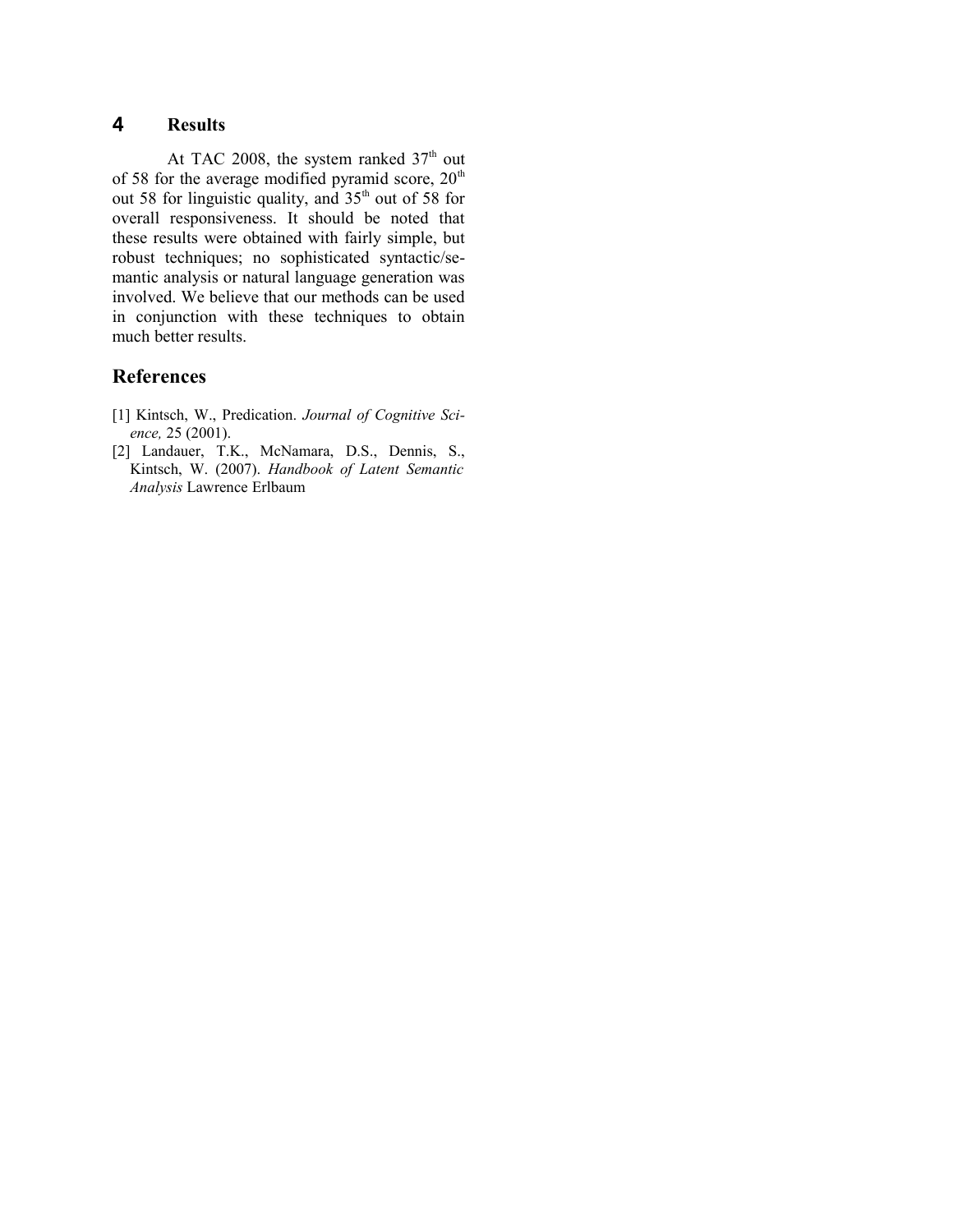## 4 Results

At TAC 2008, the system ranked 37th out of 58 for the average modified pyramid score, 20th out 58 for linguistic quality, and 35th out of 58 for overall responsiveness. It should be noted that these results were obtained with fairly simple, but robust techniques; no sophisticated syntactic/semantic analysis or natural language generation was involved. We believe that our methods can be used in conjunction with these techniques to obtain much better results.

## References

[1] Kintsch, W., Predication. *Journal of Cognitive Science,* 25 (2001).

[2] Landauer, T.K., McNamara, D.S., Dennis, S., Kintsch, W. (2007). *Handbook of Latent Semantic Analysis* Lawrence Erlbaum